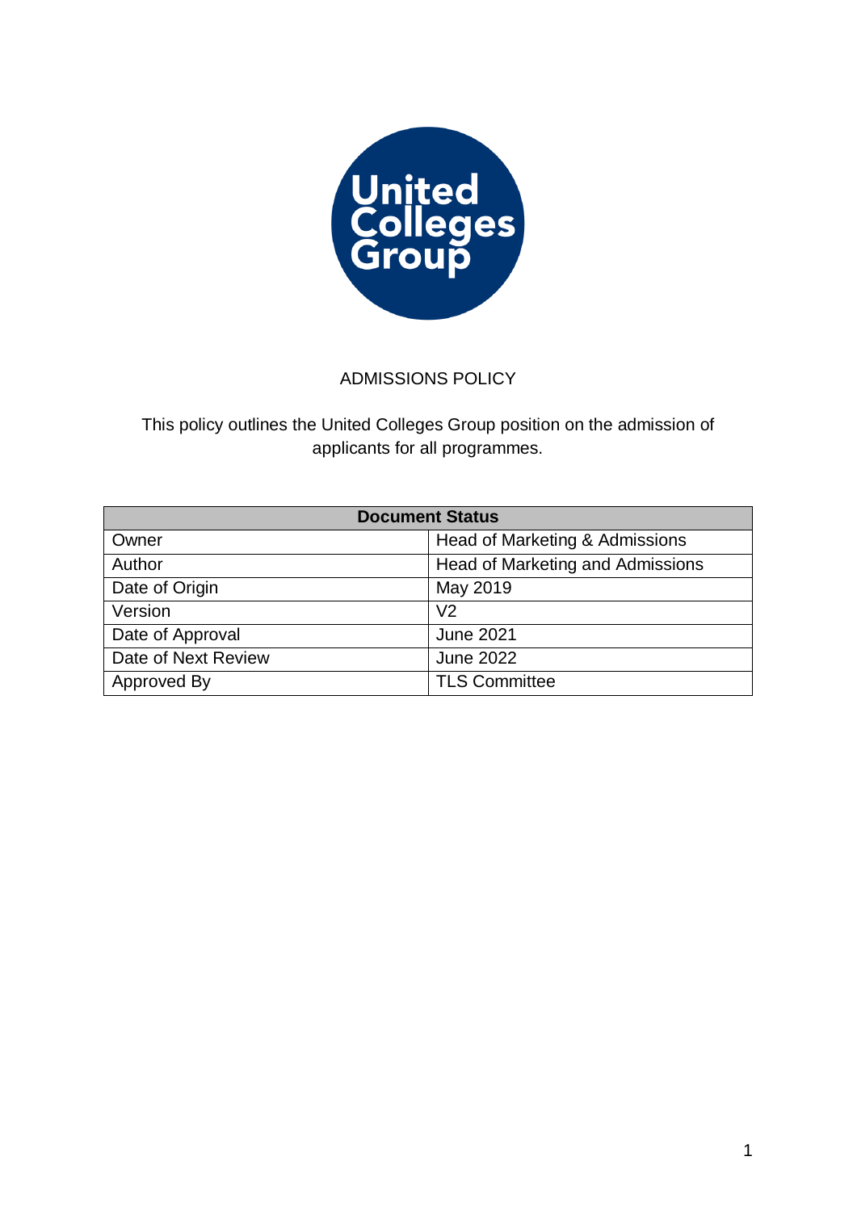United Colleges Group

# ADMISSIONS POLICY

This policy outlines the United Colleges Group position on the admission of applicants for all programmes.

| Document Status | |
|---|---|
| Owner | Head of Marketing & Admissions |
| Author | Head of Marketing and Admissions |
| Date of Origin | May 2019 |
| Version | V2 |
| Date of Approval | June 2021 |
| Date of Next Review | June 2022 |
| Approved By | TLS Committee |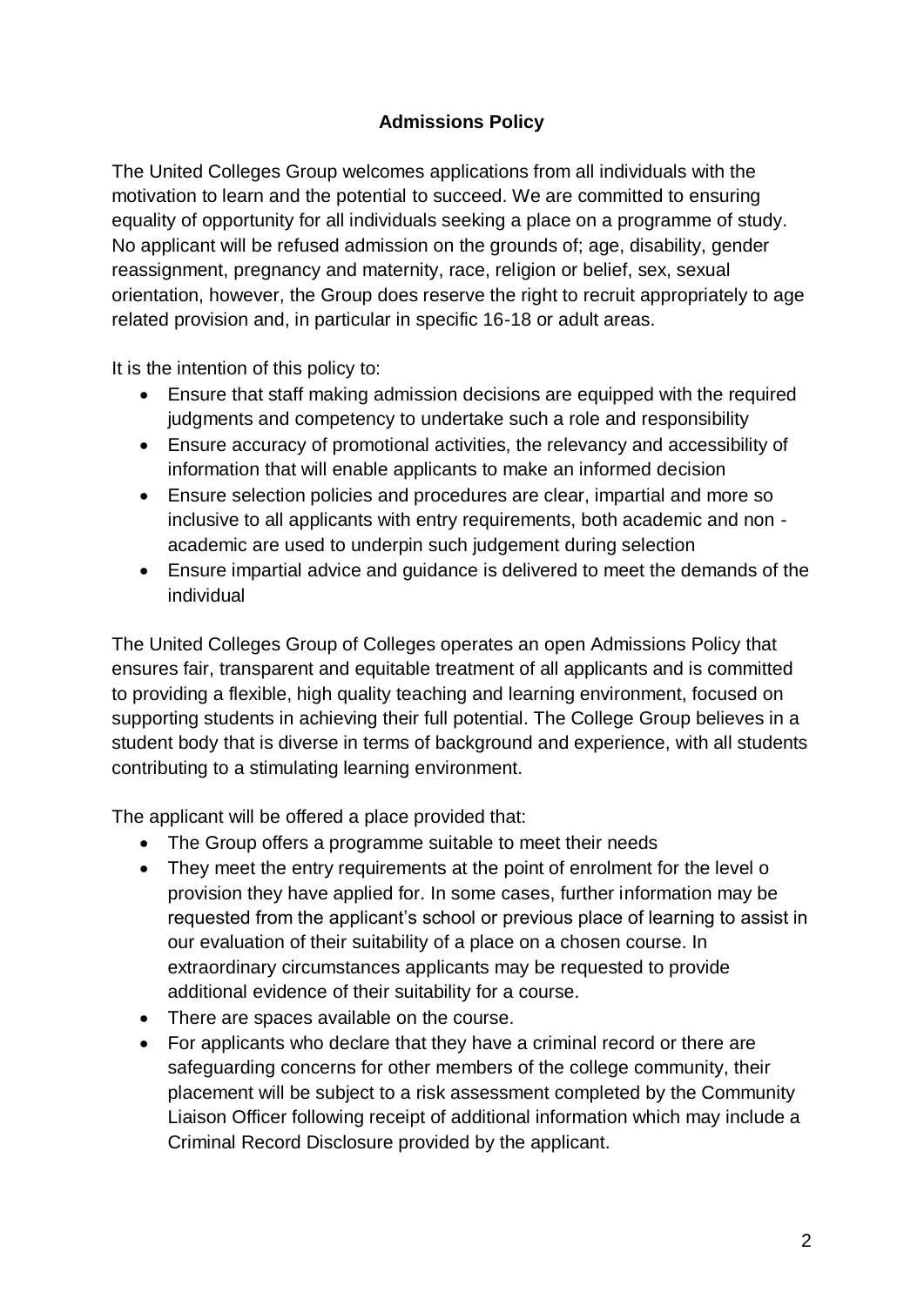# Admissions Policy

The United Colleges Group welcomes applications from all individuals with the motivation to learn and the potential to succeed. We are committed to ensuring equality of opportunity for all individuals seeking a place on a programme of study. No applicant will be refused admission on the grounds of; age, disability, gender reassignment, pregnancy and maternity, race, religion or belief, sex, sexual orientation, however, the Group does reserve the right to recruit appropriately to age related provision and, in particular in specific 16-18 or adult areas.

It is the intention of this policy to:

- Ensure that staff making admission decisions are equipped with the required judgments and competency to undertake such a role and responsibility
- Ensure accuracy of promotional activities, the relevancy and accessibility of information that will enable applicants to make an informed decision
- Ensure selection policies and procedures are clear, impartial and more so inclusive to all applicants with entry requirements, both academic and non - academic are used to underpin such judgement during selection
- Ensure impartial advice and guidance is delivered to meet the demands of the individual

The United Colleges Group of Colleges operates an open Admissions Policy that ensures fair, transparent and equitable treatment of all applicants and is committed to providing a flexible, high quality teaching and learning environment, focused on supporting students in achieving their full potential. The College Group believes in a student body that is diverse in terms of background and experience, with all students contributing to a stimulating learning environment.

The applicant will be offered a place provided that:

- The Group offers a programme suitable to meet their needs
- They meet the entry requirements at the point of enrolment for the level o provision they have applied for. In some cases, further information may be requested from the applicant's school or previous place of learning to assist in our evaluation of their suitability of a place on a chosen course. In extraordinary circumstances applicants may be requested to provide additional evidence of their suitability for a course.
- There are spaces available on the course.
- For applicants who declare that they have a criminal record or there are safeguarding concerns for other members of the college community, their placement will be subject to a risk assessment completed by the Community Liaison Officer following receipt of additional information which may include a Criminal Record Disclosure provided by the applicant.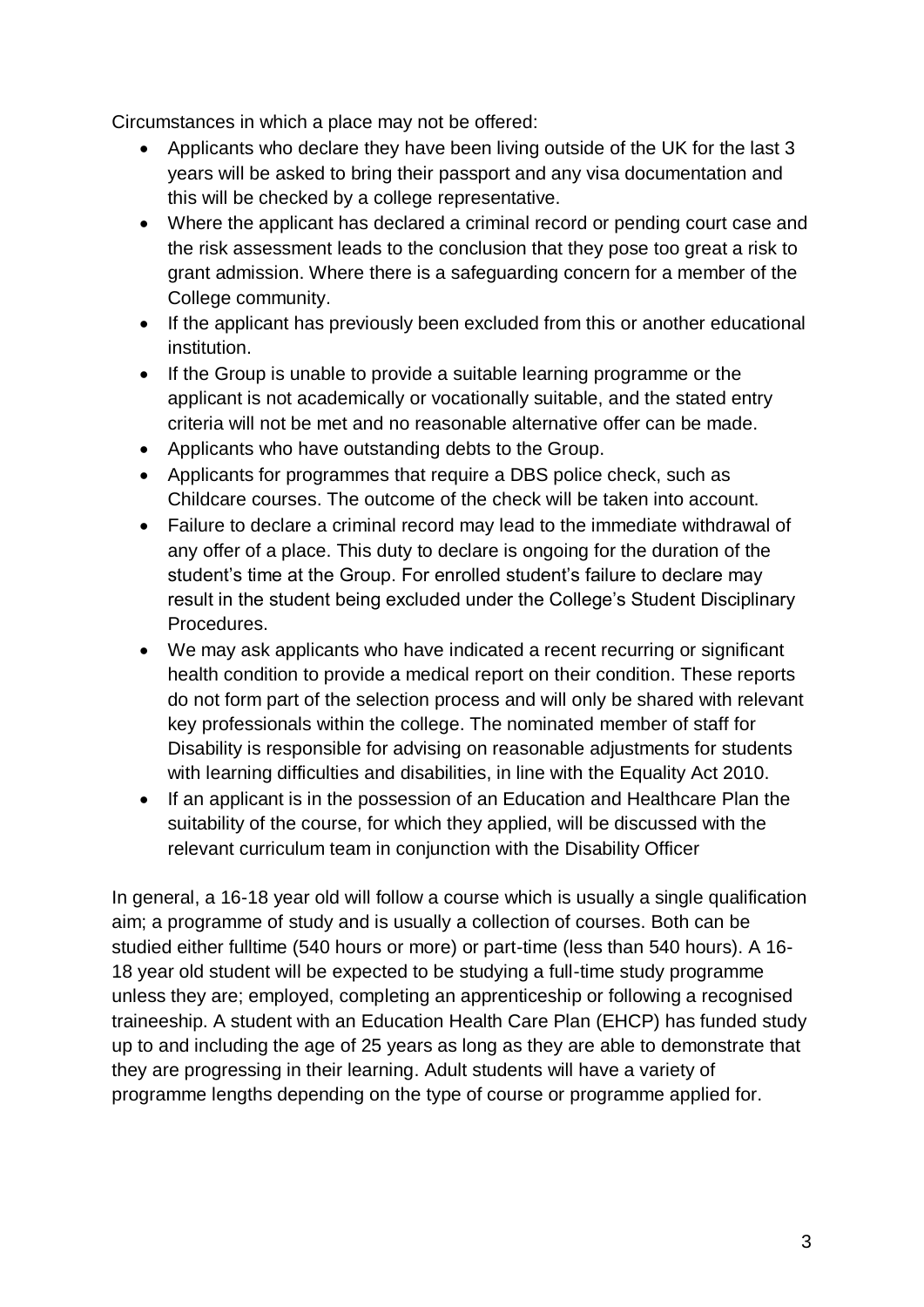Circumstances in which a place may not be offered:

- Applicants who declare they have been living outside of the UK for the last 3 years will be asked to bring their passport and any visa documentation and this will be checked by a college representative.
- Where the applicant has declared a criminal record or pending court case and the risk assessment leads to the conclusion that they pose too great a risk to grant admission. Where there is a safeguarding concern for a member of the College community.
- If the applicant has previously been excluded from this or another educational institution.
- If the Group is unable to provide a suitable learning programme or the applicant is not academically or vocationally suitable, and the stated entry criteria will not be met and no reasonable alternative offer can be made.
- Applicants who have outstanding debts to the Group.
- Applicants for programmes that require a DBS police check, such as Childcare courses. The outcome of the check will be taken into account.
- Failure to declare a criminal record may lead to the immediate withdrawal of any offer of a place. This duty to declare is ongoing for the duration of the student's time at the Group. For enrolled student's failure to declare may result in the student being excluded under the College's Student Disciplinary Procedures.
- We may ask applicants who have indicated a recent recurring or significant health condition to provide a medical report on their condition. These reports do not form part of the selection process and will only be shared with relevant key professionals within the college. The nominated member of staff for Disability is responsible for advising on reasonable adjustments for students with learning difficulties and disabilities, in line with the Equality Act 2010.
- If an applicant is in the possession of an Education and Healthcare Plan the suitability of the course, for which they applied, will be discussed with the relevant curriculum team in conjunction with the Disability Officer

In general, a 16-18 year old will follow a course which is usually a single qualification aim; a programme of study and is usually a collection of courses. Both can be studied either fulltime (540 hours or more) or part-time (less than 540 hours). A 16-18 year old student will be expected to be studying a full-time study programme unless they are; employed, completing an apprenticeship or following a recognised traineeship. A student with an Education Health Care Plan (EHCP) has funded study up to and including the age of 25 years as long as they are able to demonstrate that they are progressing in their learning. Adult students will have a variety of programme lengths depending on the type of course or programme applied for.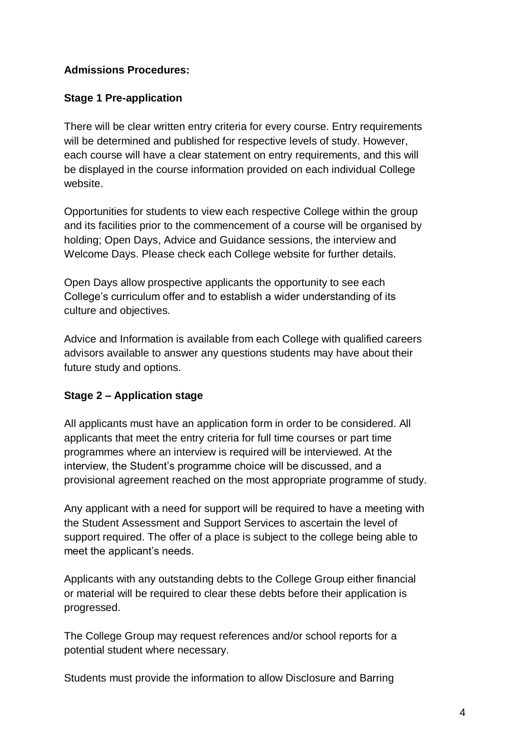**Admissions Procedures:**

**Stage 1 Pre-application**

There will be clear written entry criteria for every course. Entry requirements will be determined and published for respective levels of study. However, each course will have a clear statement on entry requirements, and this will be displayed in the course information provided on each individual College website.

Opportunities for students to view each respective College within the group and its facilities prior to the commencement of a course will be organised by holding; Open Days, Advice and Guidance sessions, the interview and Welcome Days. Please check each College website for further details.

Open Days allow prospective applicants the opportunity to see each College's curriculum offer and to establish a wider understanding of its culture and objectives.

Advice and Information is available from each College with qualified careers advisors available to answer any questions students may have about their future study and options.

**Stage 2 – Application stage**

All applicants must have an application form in order to be considered. All applicants that meet the entry criteria for full time courses or part time programmes where an interview is required will be interviewed. At the interview, the Student's programme choice will be discussed, and a provisional agreement reached on the most appropriate programme of study.

Any applicant with a need for support will be required to have a meeting with the Student Assessment and Support Services to ascertain the level of support required. The offer of a place is subject to the college being able to meet the applicant's needs.

Applicants with any outstanding debts to the College Group either financial or material will be required to clear these debts before their application is progressed.

The College Group may request references and/or school reports for a potential student where necessary.

Students must provide the information to allow Disclosure and Barring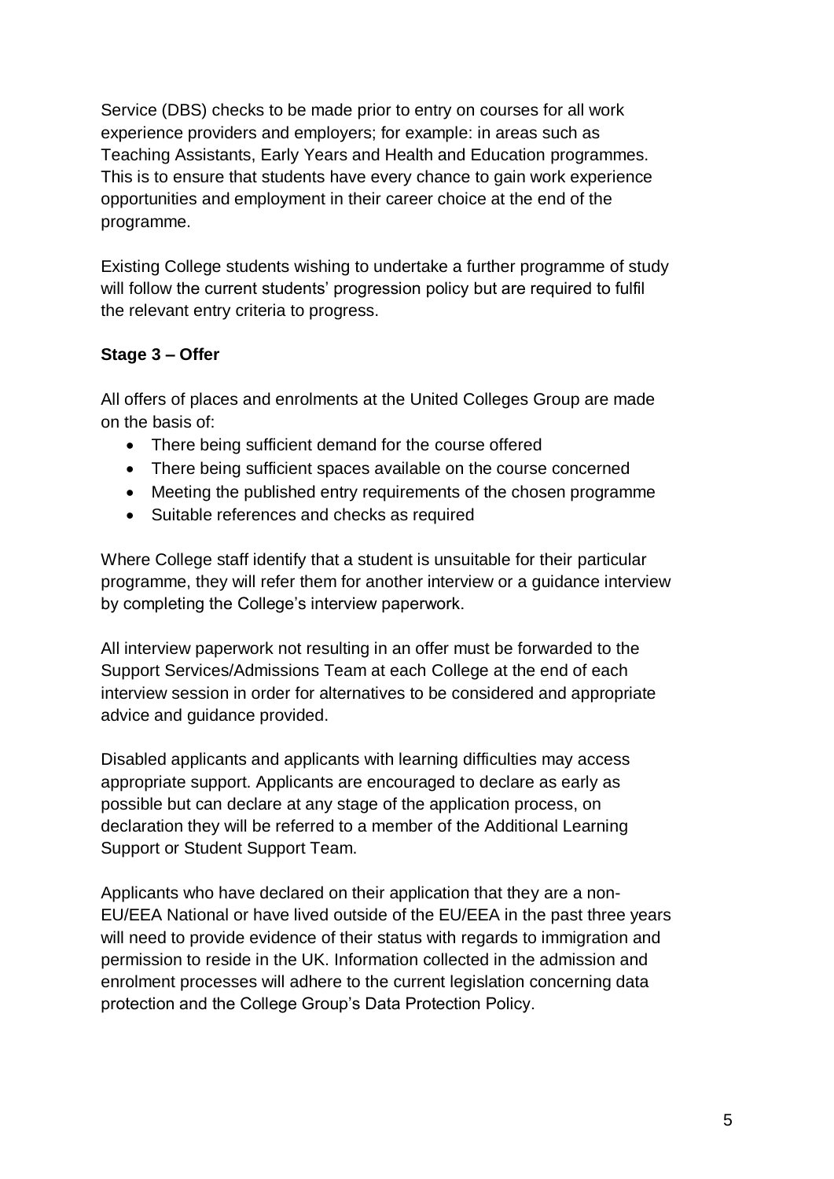Service (DBS) checks to be made prior to entry on courses for all work experience providers and employers; for example: in areas such as Teaching Assistants, Early Years and Health and Education programmes. This is to ensure that students have every chance to gain work experience opportunities and employment in their career choice at the end of the programme.

Existing College students wishing to undertake a further programme of study will follow the current students' progression policy but are required to fulfil the relevant entry criteria to progress.

**Stage 3 – Offer**

All offers of places and enrolments at the United Colleges Group are made on the basis of:

- There being sufficient demand for the course offered
- There being sufficient spaces available on the course concerned
- Meeting the published entry requirements of the chosen programme
- Suitable references and checks as required

Where College staff identify that a student is unsuitable for their particular programme, they will refer them for another interview or a guidance interview by completing the College's interview paperwork.

All interview paperwork not resulting in an offer must be forwarded to the Support Services/Admissions Team at each College at the end of each interview session in order for alternatives to be considered and appropriate advice and guidance provided.

Disabled applicants and applicants with learning difficulties may access appropriate support. Applicants are encouraged to declare as early as possible but can declare at any stage of the application process, on declaration they will be referred to a member of the Additional Learning Support or Student Support Team.

Applicants who have declared on their application that they are a non-EU/EEA National or have lived outside of the EU/EEA in the past three years will need to provide evidence of their status with regards to immigration and permission to reside in the UK. Information collected in the admission and enrolment processes will adhere to the current legislation concerning data protection and the College Group's Data Protection Policy.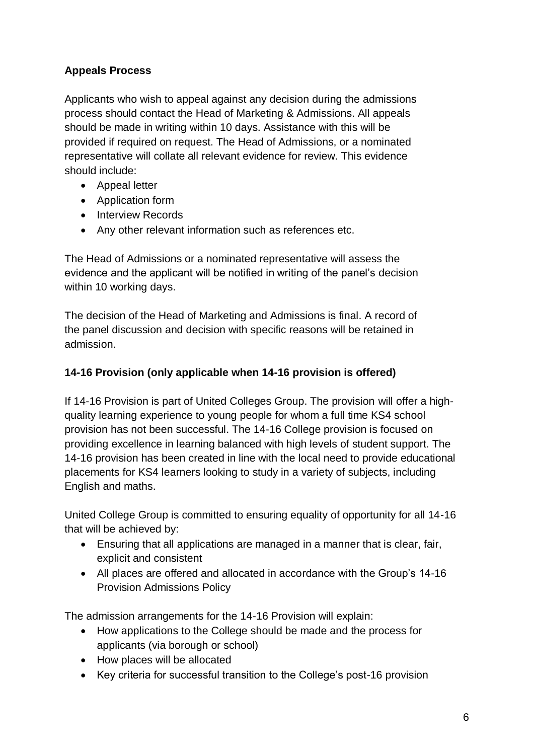**Appeals Process**

Applicants who wish to appeal against any decision during the admissions process should contact the Head of Marketing & Admissions. All appeals should be made in writing within 10 days. Assistance with this will be provided if required on request. The Head of Admissions, or a nominated representative will collate all relevant evidence for review. This evidence should include:

- Appeal letter
- Application form
- Interview Records
- Any other relevant information such as references etc.

The Head of Admissions or a nominated representative will assess the evidence and the applicant will be notified in writing of the panel's decision within 10 working days.

The decision of the Head of Marketing and Admissions is final. A record of the panel discussion and decision with specific reasons will be retained in admission.

**14-16 Provision (only applicable when 14-16 provision is offered)**

If 14-16 Provision is part of United Colleges Group. The provision will offer a high-quality learning experience to young people for whom a full time KS4 school provision has not been successful. The 14-16 College provision is focused on providing excellence in learning balanced with high levels of student support. The 14-16 provision has been created in line with the local need to provide educational placements for KS4 learners looking to study in a variety of subjects, including English and maths.

United College Group is committed to ensuring equality of opportunity for all 14-16 that will be achieved by:

- Ensuring that all applications are managed in a manner that is clear, fair, explicit and consistent
- All places are offered and allocated in accordance with the Group's 14-16 Provision Admissions Policy

The admission arrangements for the 14-16 Provision will explain:

- How applications to the College should be made and the process for applicants (via borough or school)
- How places will be allocated
- Key criteria for successful transition to the College's post-16 provision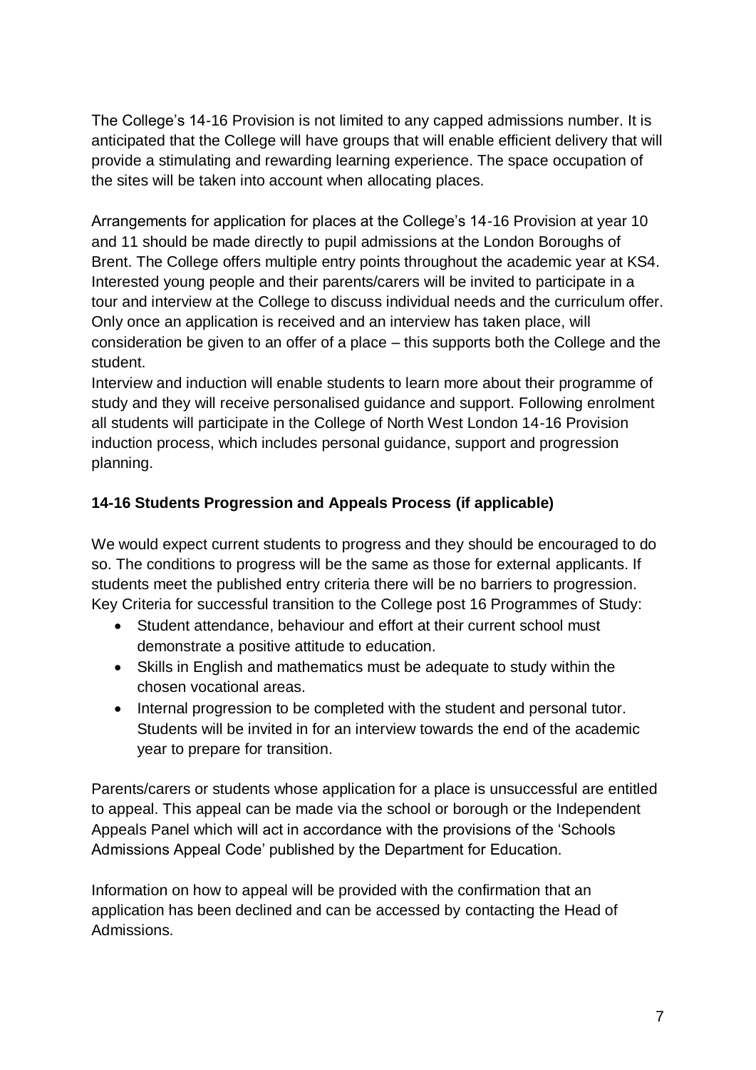The College's 14-16 Provision is not limited to any capped admissions number. It is anticipated that the College will have groups that will enable efficient delivery that will provide a stimulating and rewarding learning experience. The space occupation of the sites will be taken into account when allocating places.

Arrangements for application for places at the College's 14-16 Provision at year 10 and 11 should be made directly to pupil admissions at the London Boroughs of Brent. The College offers multiple entry points throughout the academic year at KS4. Interested young people and their parents/carers will be invited to participate in a tour and interview at the College to discuss individual needs and the curriculum offer. Only once an application is received and an interview has taken place, will consideration be given to an offer of a place – this supports both the College and the student.

Interview and induction will enable students to learn more about their programme of study and they will receive personalised guidance and support. Following enrolment all students will participate in the College of North West London 14-16 Provision induction process, which includes personal guidance, support and progression planning.

**14-16 Students Progression and Appeals Process (if applicable)**

We would expect current students to progress and they should be encouraged to do so. The conditions to progress will be the same as those for external applicants. If students meet the published entry criteria there will be no barriers to progression. Key Criteria for successful transition to the College post 16 Programmes of Study:

- Student attendance, behaviour and effort at their current school must demonstrate a positive attitude to education.
- Skills in English and mathematics must be adequate to study within the chosen vocational areas.
- Internal progression to be completed with the student and personal tutor. Students will be invited in for an interview towards the end of the academic year to prepare for transition.

Parents/carers or students whose application for a place is unsuccessful are entitled to appeal. This appeal can be made via the school or borough or the Independent Appeals Panel which will act in accordance with the provisions of the 'Schools Admissions Appeal Code' published by the Department for Education.

Information on how to appeal will be provided with the confirmation that an application has been declined and can be accessed by contacting the Head of Admissions.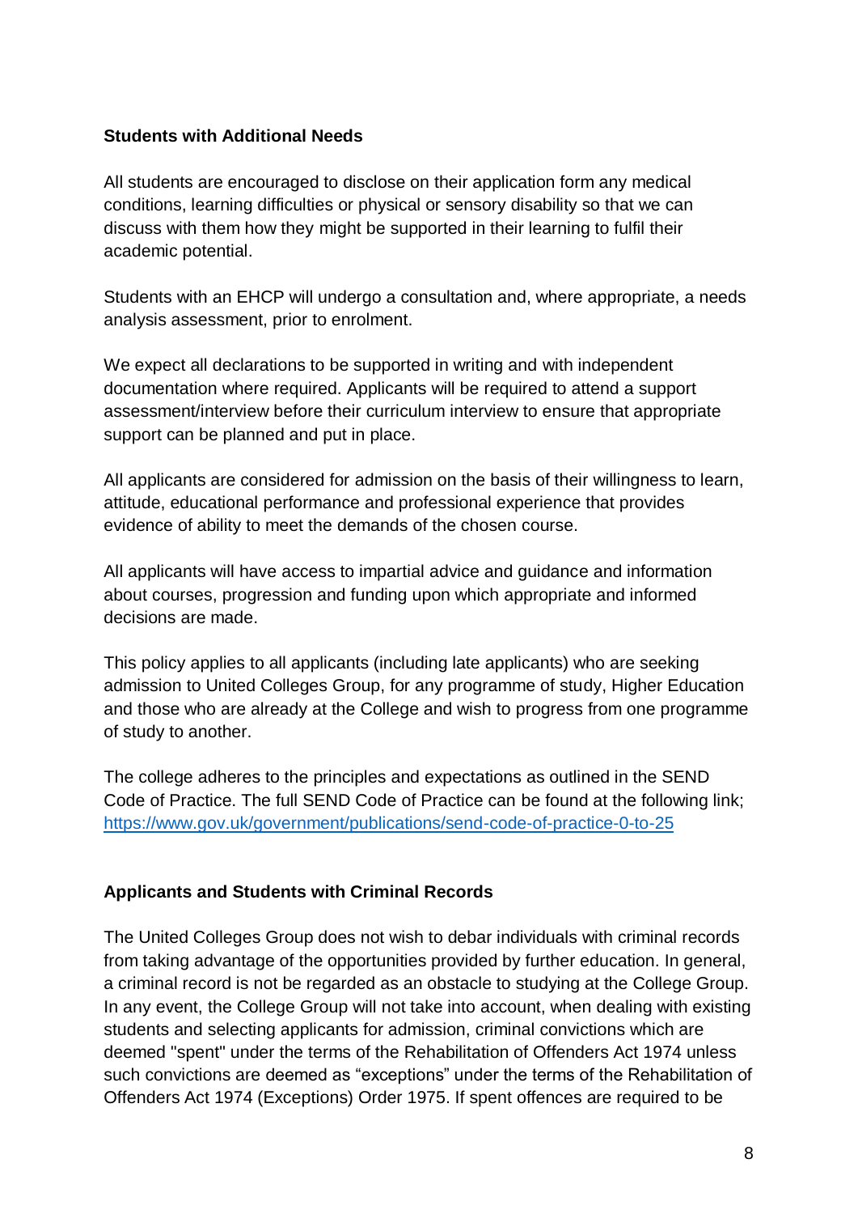**Students with Additional Needs**

All students are encouraged to disclose on their application form any medical conditions, learning difficulties or physical or sensory disability so that we can discuss with them how they might be supported in their learning to fulfil their academic potential.

Students with an EHCP will undergo a consultation and, where appropriate, a needs analysis assessment, prior to enrolment.

We expect all declarations to be supported in writing and with independent documentation where required. Applicants will be required to attend a support assessment/interview before their curriculum interview to ensure that appropriate support can be planned and put in place.

All applicants are considered for admission on the basis of their willingness to learn, attitude, educational performance and professional experience that provides evidence of ability to meet the demands of the chosen course.

All applicants will have access to impartial advice and guidance and information about courses, progression and funding upon which appropriate and informed decisions are made.

This policy applies to all applicants (including late applicants) who are seeking admission to United Colleges Group, for any programme of study, Higher Education and those who are already at the College and wish to progress from one programme of study to another.

The college adheres to the principles and expectations as outlined in the SEND Code of Practice. The full SEND Code of Practice can be found at the following link; [https://www.gov.uk/government/publications/send-code-of-practice-0-to-25](https://www.gov.uk/government/publications/send-code-of-practice-0-to-25)

**Applicants and Students with Criminal Records**

The United Colleges Group does not wish to debar individuals with criminal records from taking advantage of the opportunities provided by further education. In general, a criminal record is not be regarded as an obstacle to studying at the College Group. In any event, the College Group will not take into account, when dealing with existing students and selecting applicants for admission, criminal convictions which are deemed "spent" under the terms of the Rehabilitation of Offenders Act 1974 unless such convictions are deemed as “exceptions” under the terms of the Rehabilitation of Offenders Act 1974 (Exceptions) Order 1975. If spent offences are required to be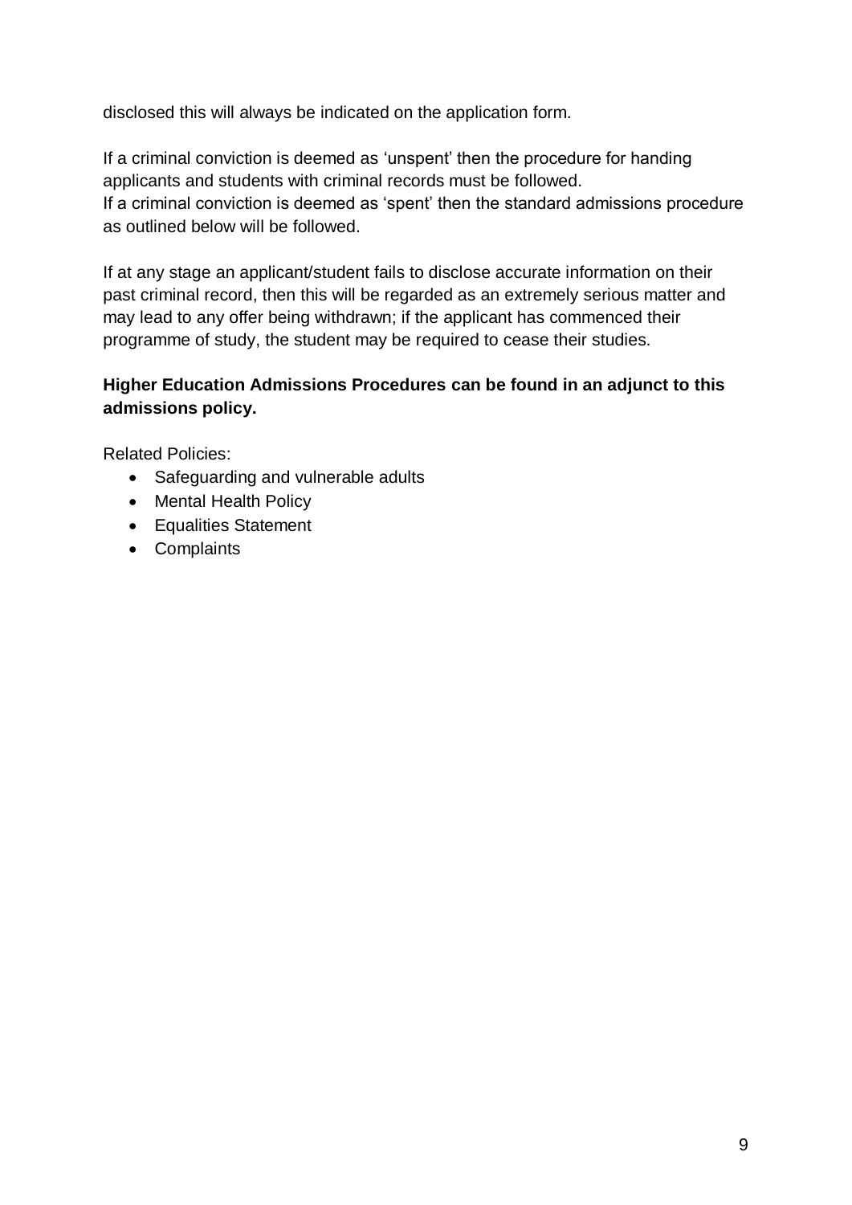disclosed this will always be indicated on the application form.

If a criminal conviction is deemed as 'unspent' then the procedure for handing applicants and students with criminal records must be followed.
If a criminal conviction is deemed as 'spent' then the standard admissions procedure as outlined below will be followed.

If at any stage an applicant/student fails to disclose accurate information on their past criminal record, then this will be regarded as an extremely serious matter and may lead to any offer being withdrawn; if the applicant has commenced their programme of study, the student may be required to cease their studies.

**Higher Education Admissions Procedures can be found in an adjunct to this admissions policy.**

Related Policies:

- Safeguarding and vulnerable adults
- Mental Health Policy
- Equalities Statement
- Complaints